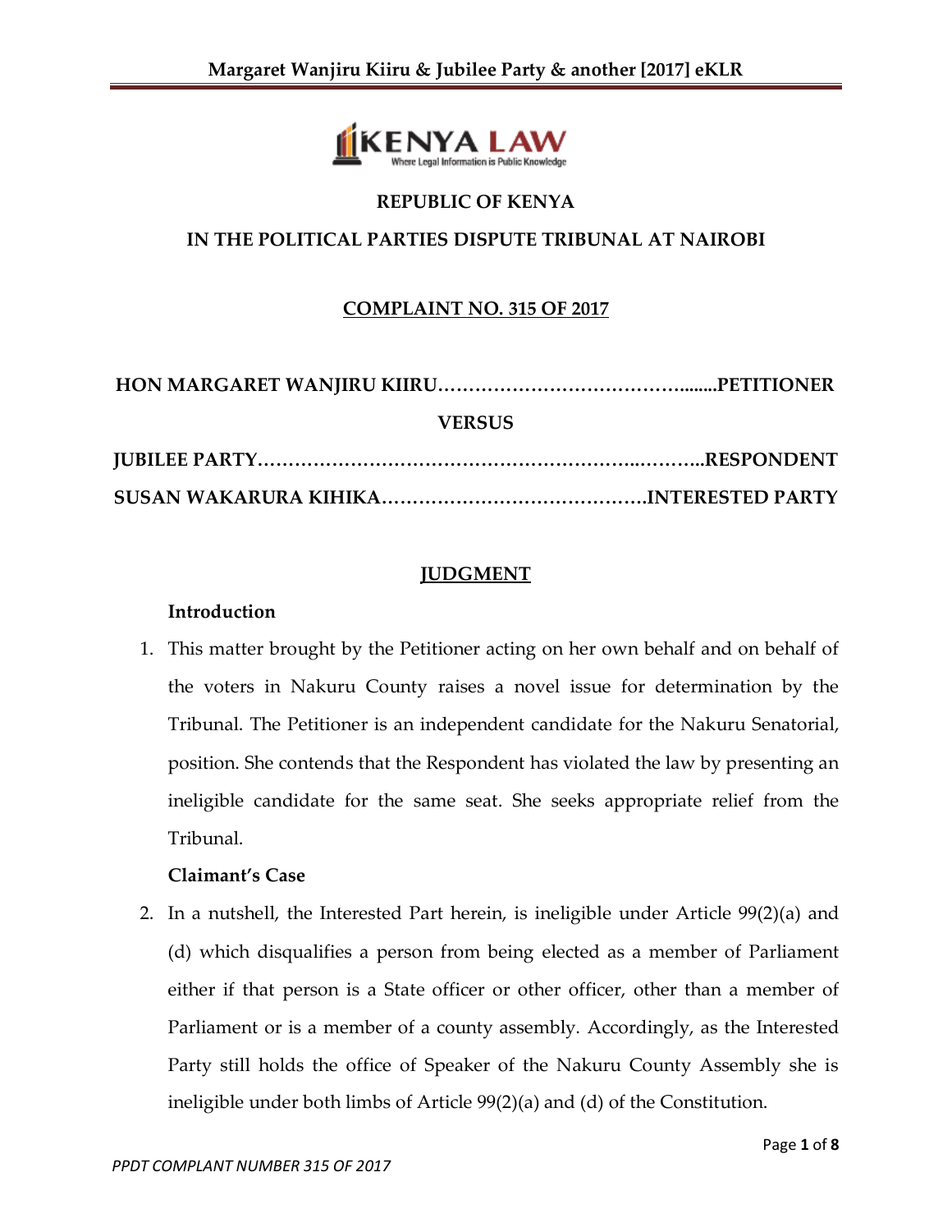**REPUBLIC OF KENYA**

**IN THE POLITICAL PARTIES DISPUTE TRIBUNAL AT NAIROBI**

**COMPLAINT NO. 315 OF 2017**

**HON MARGARET WANJIRU KIIRU…………………………………........PETITIONER**

**VERSUS**

**JUBILEE PARTY…………………………………………………..………..RESPONDENT**

**SUSAN WAKARURA KIHIKA…………………………………….INTERESTED PARTY**

## JUDGMENT

### Introduction

1. This matter brought by the Petitioner acting on her own behalf and on behalf of the voters in Nakuru County raises a novel issue for determination by the Tribunal. The Petitioner is an independent candidate for the Nakuru Senatorial, position. She contends that the Respondent has violated the law by presenting an ineligible candidate for the same seat. She seeks appropriate relief from the Tribunal.

### Claimant's Case

2. In a nutshell, the Interested Part herein, is ineligible under Article 99(2)(a) and (d) which disqualifies a person from being elected as a member of Parliament either if that person is a State officer or other officer, other than a member of Parliament or is a member of a county assembly. Accordingly, as the Interested Party still holds the office of Speaker of the Nakuru County Assembly she is ineligible under both limbs of Article 99(2)(a) and (d) of the Constitution.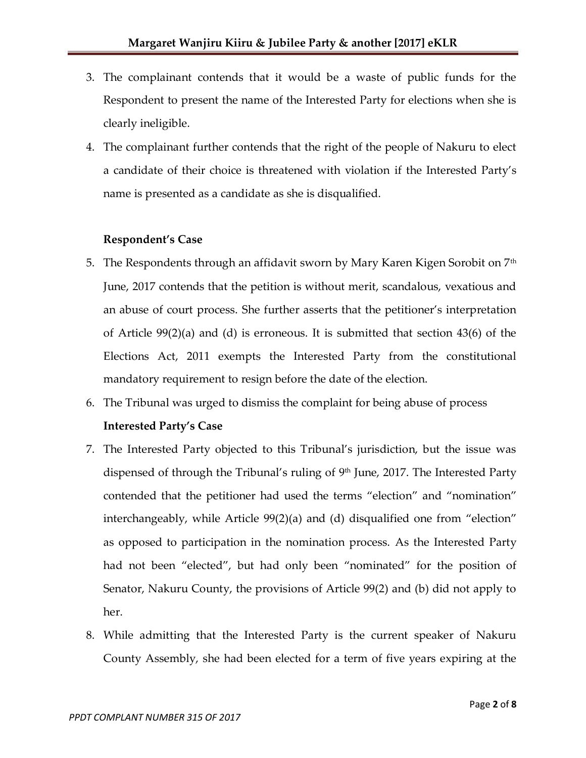3. The complainant contends that it would be a waste of public funds for the Respondent to present the name of the Interested Party for elections when she is clearly ineligible.

4. The complainant further contends that the right of the people of Nakuru to elect a candidate of their choice is threatened with violation if the Interested Party's name is presented as a candidate as she is disqualified.

**Respondent's Case**

5. The Respondents through an affidavit sworn by Mary Karen Kigen Sorobit on 7th June, 2017 contends that the petition is without merit, scandalous, vexatious and an abuse of court process. She further asserts that the petitioner's interpretation of Article 99(2)(a) and (d) is erroneous. It is submitted that section 43(6) of the Elections Act, 2011 exempts the Interested Party from the constitutional mandatory requirement to resign before the date of the election.

6. The Tribunal was urged to dismiss the complaint for being abuse of process

**Interested Party's Case**

7. The Interested Party objected to this Tribunal's jurisdiction, but the issue was dispensed of through the Tribunal's ruling of 9th June, 2017. The Interested Party contended that the petitioner had used the terms "election" and "nomination" interchangeably, while Article 99(2)(a) and (d) disqualified one from "election" as opposed to participation in the nomination process. As the Interested Party had not been "elected", but had only been "nominated" for the position of Senator, Nakuru County, the provisions of Article 99(2) and (b) did not apply to her.

8. While admitting that the Interested Party is the current speaker of Nakuru County Assembly, she had been elected for a term of five years expiring at the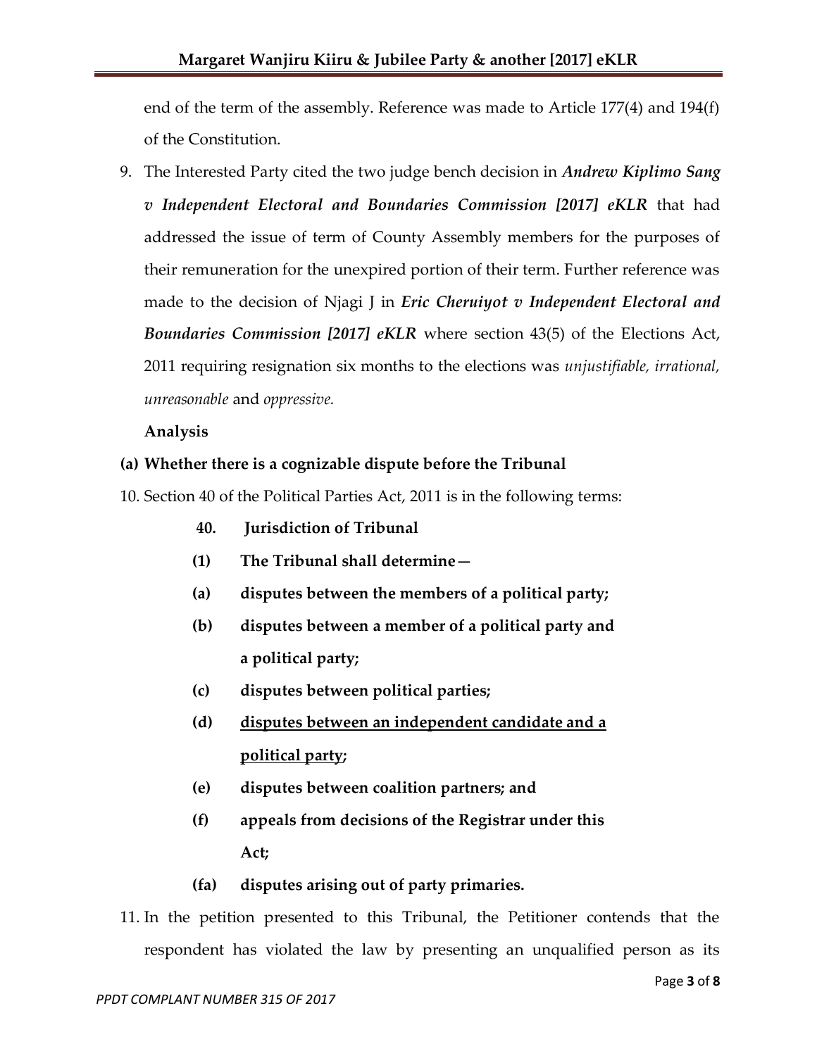end of the term of the assembly. Reference was made to Article 177(4) and 194(f) of the Constitution.

9. The Interested Party cited the two judge bench decision in ***Andrew Kiplimo Sang v Independent Electoral and Boundaries Commission [2017] eKLR*** that had addressed the issue of term of County Assembly members for the purposes of their remuneration for the unexpired portion of their term. Further reference was made to the decision of Njagi J in ***Eric Cheruiyot v Independent Electoral and Boundaries Commission [2017] eKLR*** where section 43(5) of the Elections Act, 2011 requiring resignation six months to the elections was *unjustifiable, irrational, unreasonable* and *oppressive.*

**Analysis**

**(a) Whether there is a cognizable dispute before the Tribunal**

10. Section 40 of the Political Parties Act, 2011 is in the following terms:

> **40. Jurisdiction of Tribunal**
>
> **(1) The Tribunal shall determine—**
>
> **(a) disputes between the members of a political party;**
>
> **(b) disputes between a member of a political party and a political party;**
>
> **(c) disputes between political parties;**
>
> **(d) <u>disputes between an independent candidate and a political party</u>;**
>
> **(e) disputes between coalition partners; and**
>
> **(f) appeals from decisions of the Registrar under this Act;**
>
> **(fa) disputes arising out of party primaries.**

11. In the petition presented to this Tribunal, the Petitioner contends that the respondent has violated the law by presenting an unqualified person as its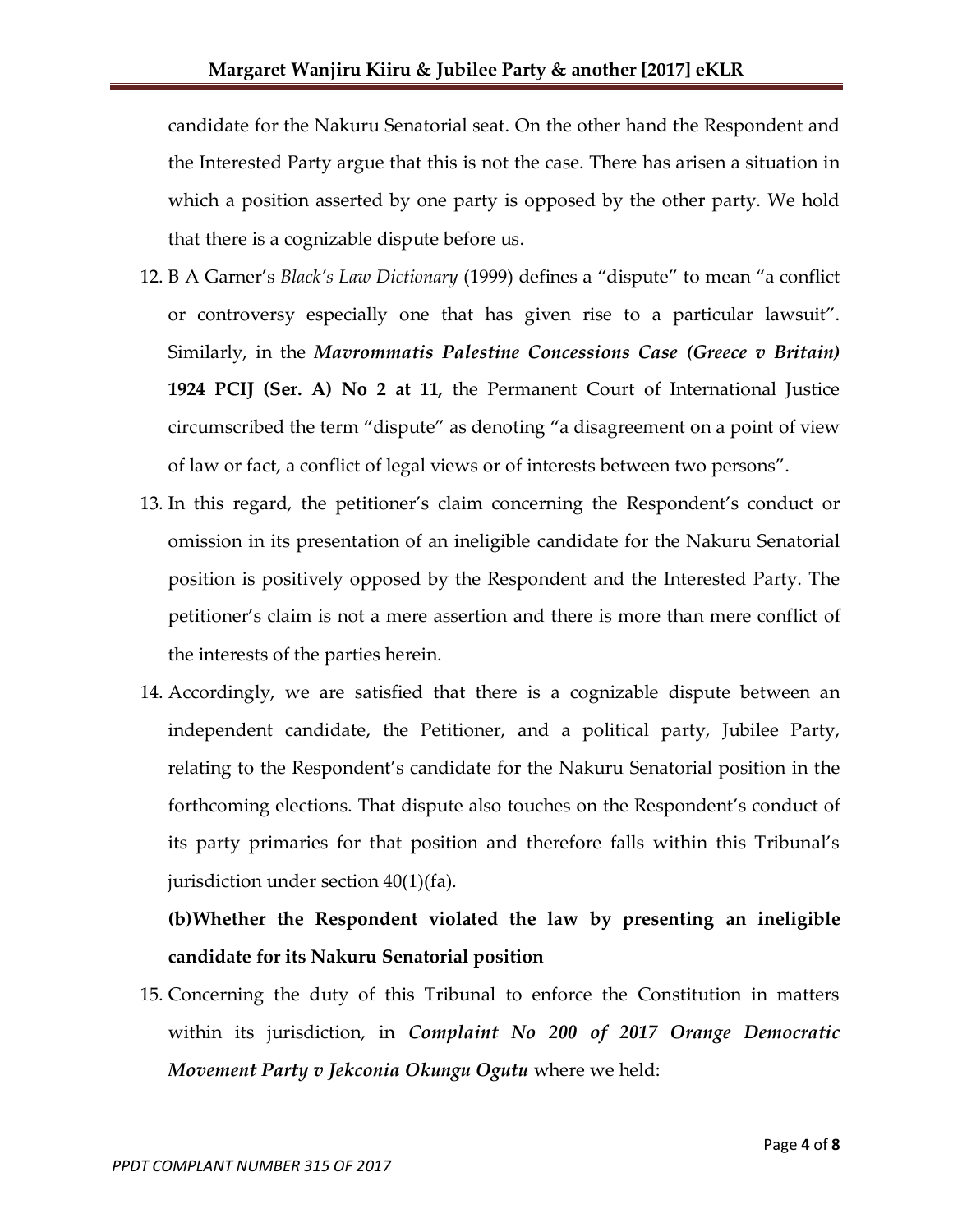candidate for the Nakuru Senatorial seat. On the other hand the Respondent and the Interested Party argue that this is not the case. There has arisen a situation in which a position asserted by one party is opposed by the other party. We hold that there is a cognizable dispute before us.

12. B A Garner's *Black's Law Dictionary* (1999) defines a "dispute" to mean "a conflict or controversy especially one that has given rise to a particular lawsuit". Similarly, in the ***Mavrommatis Palestine Concessions Case (Greece v Britain)* 1924 PCIJ (Ser. A) No 2 at 11,** the Permanent Court of International Justice circumscribed the term "dispute" as denoting "a disagreement on a point of view of law or fact, a conflict of legal views or of interests between two persons".

13. In this regard, the petitioner's claim concerning the Respondent's conduct or omission in its presentation of an ineligible candidate for the Nakuru Senatorial position is positively opposed by the Respondent and the Interested Party. The petitioner's claim is not a mere assertion and there is more than mere conflict of the interests of the parties herein.

14. Accordingly, we are satisfied that there is a cognizable dispute between an independent candidate, the Petitioner, and a political party, Jubilee Party, relating to the Respondent's candidate for the Nakuru Senatorial position in the forthcoming elections. That dispute also touches on the Respondent's conduct of its party primaries for that position and therefore falls within this Tribunal's jurisdiction under section 40(1)(fa).

**(b)Whether the Respondent violated the law by presenting an ineligible candidate for its Nakuru Senatorial position**

15. Concerning the duty of this Tribunal to enforce the Constitution in matters within its jurisdiction, in ***Complaint No 200 of 2017 Orange Democratic Movement Party v Jekconia Okungu Ogutu*** where we held: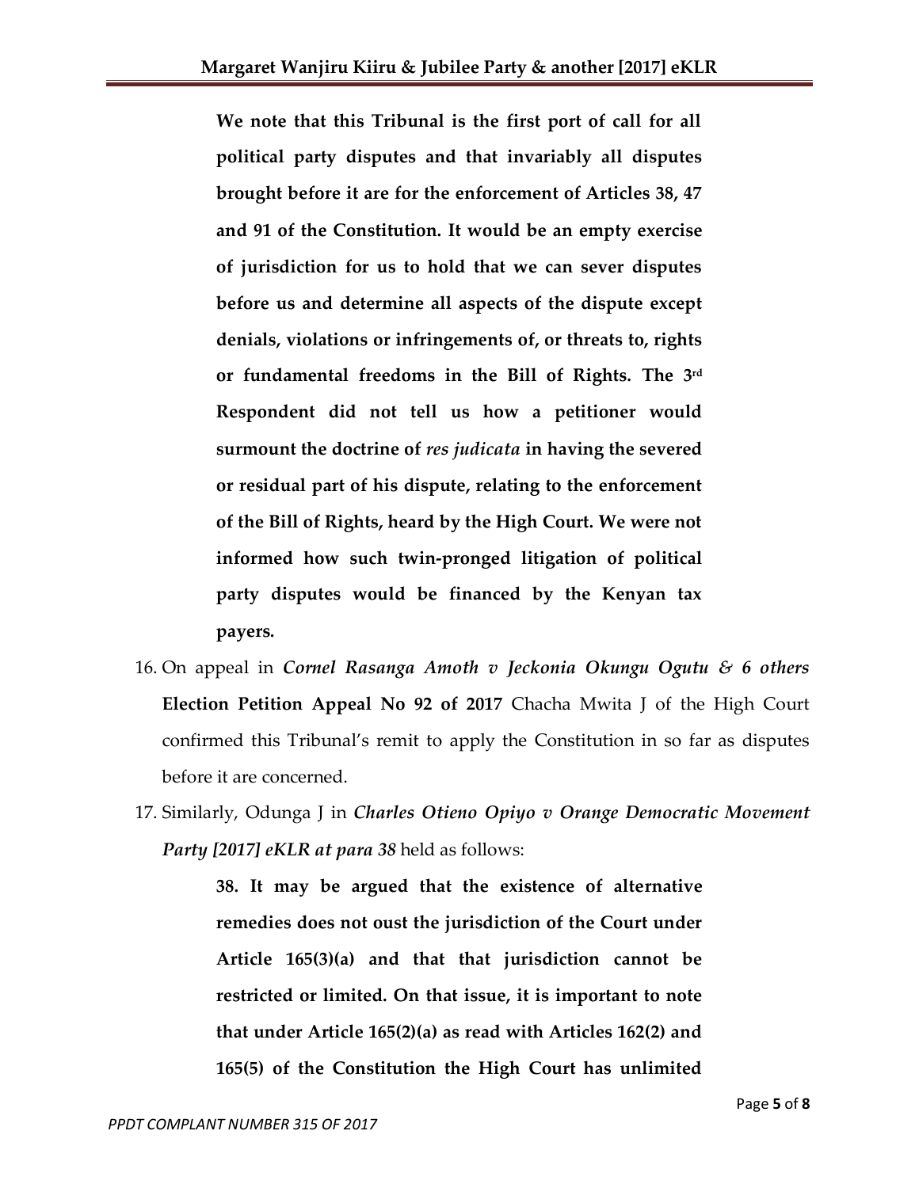> **We note that this Tribunal is the first port of call for all political party disputes and that invariably all disputes brought before it are for the enforcement of Articles 38, 47 and 91 of the Constitution. It would be an empty exercise of jurisdiction for us to hold that we can sever disputes before us and determine all aspects of the dispute except denials, violations or infringements of, or threats to, rights or fundamental freedoms in the Bill of Rights. The 3rd Respondent did not tell us how a petitioner would surmount the doctrine of *res judicata* in having the severed or residual part of his dispute, relating to the enforcement of the Bill of Rights, heard by the High Court. We were not informed how such twin-pronged litigation of political party disputes would be financed by the Kenyan tax payers.**

16. On appeal in ***Cornel Rasanga Amoth v Jeckonia Okungu Ogutu & 6 others*** **Election Petition Appeal No 92 of 2017** Chacha Mwita J of the High Court confirmed this Tribunal's remit to apply the Constitution in so far as disputes before it are concerned.

17. Similarly, Odunga J in ***Charles Otieno Opiyo v Orange Democratic Movement Party [2017] eKLR at para 38*** held as follows:

> **38. It may be argued that the existence of alternative remedies does not oust the jurisdiction of the Court under Article 165(3)(a) and that that jurisdiction cannot be restricted or limited. On that issue, it is important to note that under Article 165(2)(a) as read with Articles 162(2) and 165(5) of the Constitution the High Court has unlimited**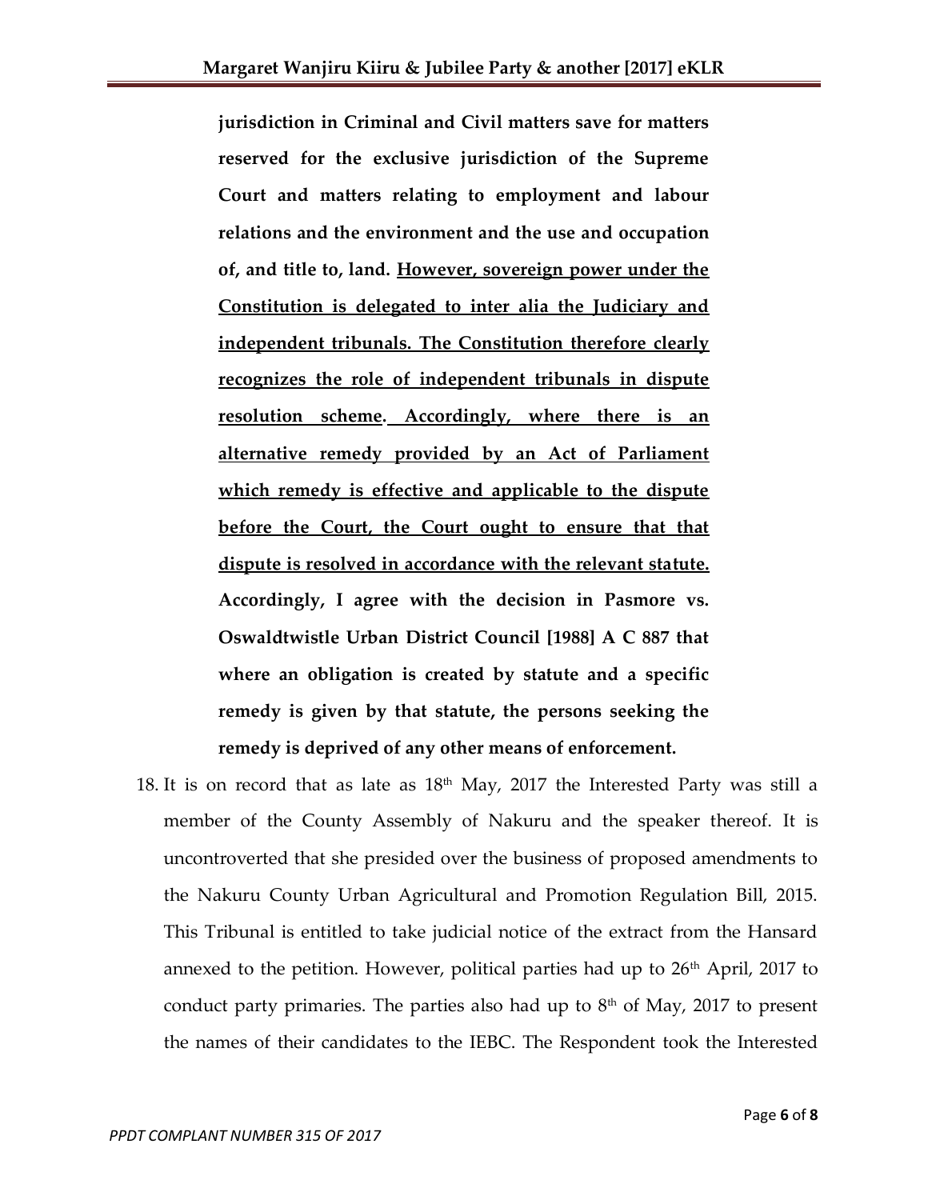> **jurisdiction in Criminal and Civil matters save for matters reserved for the exclusive jurisdiction of the Supreme Court and matters relating to employment and labour relations and the environment and the use and occupation of, and title to, land. <u>However, sovereign power under the Constitution is delegated to inter alia the Judiciary and independent tribunals. The Constitution therefore clearly recognizes the role of independent tribunals in dispute resolution scheme. Accordingly, where there is an alternative remedy provided by an Act of Parliament which remedy is effective and applicable to the dispute before the Court, the Court ought to ensure that that dispute is resolved in accordance with the relevant statute.</u> Accordingly, I agree with the decision in Pasmore vs. Oswaldtwistle Urban District Council [1988] A C 887 that where an obligation is created by statute and a specific remedy is given by that statute, the persons seeking the remedy is deprived of any other means of enforcement.**

18. It is on record that as late as 18th May, 2017 the Interested Party was still a member of the County Assembly of Nakuru and the speaker thereof. It is uncontroverted that she presided over the business of proposed amendments to the Nakuru County Urban Agricultural and Promotion Regulation Bill, 2015. This Tribunal is entitled to take judicial notice of the extract from the Hansard annexed to the petition. However, political parties had up to 26th April, 2017 to conduct party primaries. The parties also had up to 8th of May, 2017 to present the names of their candidates to the IEBC. The Respondent took the Interested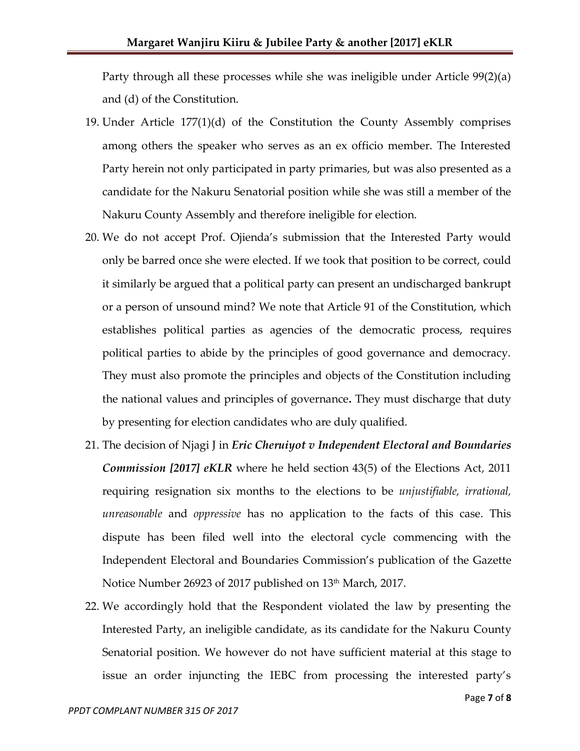Party through all these processes while she was ineligible under Article 99(2)(a) and (d) of the Constitution.

19. Under Article 177(1)(d) of the Constitution the County Assembly comprises among others the speaker who serves as an ex officio member. The Interested Party herein not only participated in party primaries, but was also presented as a candidate for the Nakuru Senatorial position while she was still a member of the Nakuru County Assembly and therefore ineligible for election.

20. We do not accept Prof. Ojienda's submission that the Interested Party would only be barred once she were elected. If we took that position to be correct, could it similarly be argued that a political party can present an undischarged bankrupt or a person of unsound mind? We note that Article 91 of the Constitution, which establishes political parties as agencies of the democratic process, requires political parties to abide by the principles of good governance and democracy. They must also promote the principles and objects of the Constitution including the national values and principles of governance**.** They must discharge that duty by presenting for election candidates who are duly qualified.

21. The decision of Njagi J in ***Eric Cheruiyot v Independent Electoral and Boundaries Commission [2017] eKLR*** where he held section 43(5) of the Elections Act, 2011 requiring resignation six months to the elections to be *unjustifiable, irrational, unreasonable* and *oppressive* has no application to the facts of this case. This dispute has been filed well into the electoral cycle commencing with the Independent Electoral and Boundaries Commission's publication of the Gazette Notice Number 26923 of 2017 published on 13th March, 2017.

22. We accordingly hold that the Respondent violated the law by presenting the Interested Party, an ineligible candidate, as its candidate for the Nakuru County Senatorial position. We however do not have sufficient material at this stage to issue an order injuncting the IEBC from processing the interested party's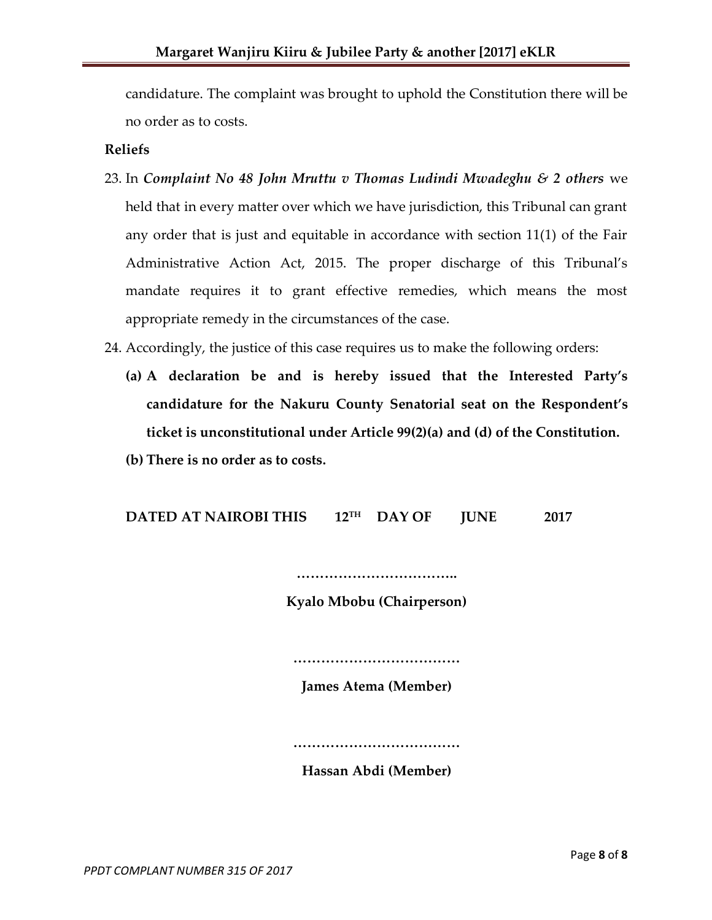candidature. The complaint was brought to uphold the Constitution there will be no order as to costs.

**Reliefs**

23. In ***Complaint No 48 John Mruttu v Thomas Ludindi Mwadeghu & 2 others*** we held that in every matter over which we have jurisdiction, this Tribunal can grant any order that is just and equitable in accordance with section 11(1) of the Fair Administrative Action Act, 2015. The proper discharge of this Tribunal's mandate requires it to grant effective remedies, which means the most appropriate remedy in the circumstances of the case.

24. Accordingly, the justice of this case requires us to make the following orders:

    **(a) A declaration be and is hereby issued that the Interested Party's candidature for the Nakuru County Senatorial seat on the Respondent's ticket is unconstitutional under Article 99(2)(a) and (d) of the Constitution.**

    **(b) There is no order as to costs.**

**DATED AT NAIROBI THIS 12TH DAY OF JUNE 2017**

……………………………..

**Kyalo Mbobu (Chairperson)**

………………………………

**James Atema (Member)**

………………………………

**Hassan Abdi (Member)**